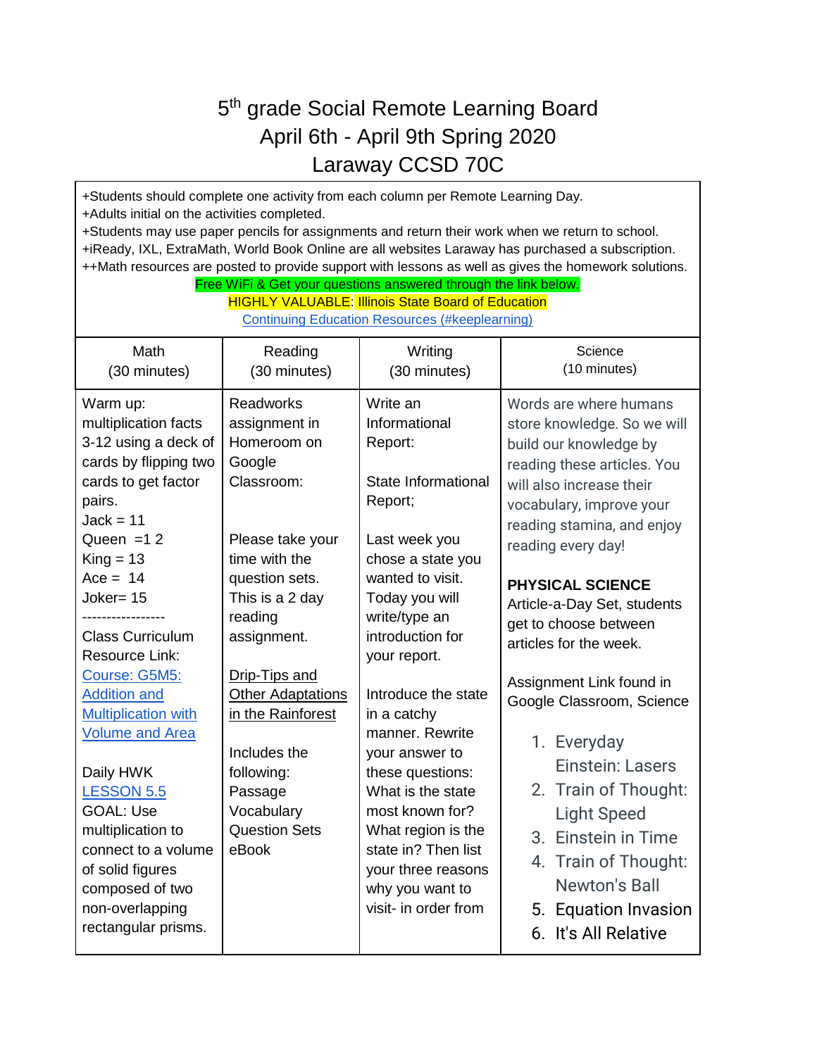# 5th grade Social Remote Learning Board
# April 6th - April 9th Spring 2020
# Laraway CCSD 70C

+Students should complete one activity from each column per Remote Learning Day.
+Adults initial on the activities completed.
+Students may use paper pencils for assignments and return their work when we return to school.
+iReady, IXL, ExtraMath, World Book Online are all websites Laraway has purchased a subscription.
++Math resources are posted to provide support with lessons as well as gives the homework solutions.

Free WiFi & Get your questions answered through the link below.
HIGHLY VALUABLE: Illinois State Board of Education
Continuing Education Resources (#keeplearning)

| Math (30 minutes) | Reading (30 minutes) | Writing (30 minutes) | Science (10 minutes) |
|---|---|---|---|
| Warm up: multiplication facts 3-12 using a deck of cards by flipping two cards to get factor pairs.<br>Jack = 11<br>Queen =1 2<br>King = 13<br>Ace = 14<br>Joker= 15<br>-----------------<br>Class Curriculum Resource Link:<br>Course: G5M5: Addition and Multiplication with Volume and Area<br><br>Daily HWK<br>LESSON 5.5<br>GOAL: Use multiplication to connect to a volume of solid figures composed of two non-overlapping rectangular prisms. | Readworks assignment in Homeroom on Google Classroom:<br><br>Please take your time with the question sets. This is a 2 day reading assignment.<br><br>Drip-Tips and Other Adaptations in the Rainforest<br><br>Includes the following:<br>Passage<br>Vocabulary<br>Question Sets<br>eBook | Write an Informational Report:<br><br>State Informational Report;<br><br>Last week you chose a state you wanted to visit. Today you will write/type an introduction for your report.<br><br>Introduce the state in a catchy manner. Rewrite your answer to these questions: What is the state most known for? What region is the state in? Then list your three reasons why you want to visit- in order from | Words are where humans store knowledge. So we will build our knowledge by reading these articles. You will also increase their vocabulary, improve your reading stamina, and enjoy reading every day!<br><br>**PHYSICAL SCIENCE**<br>Article-a-Day Set, students get to choose between articles for the week.<br><br>Assignment Link found in Google Classroom, Science<br><br>1. Everyday Einstein: Lasers<br>2. Train of Thought: Light Speed<br>3. Einstein in Time<br>4. Train of Thought: Newton's Ball<br>5. Equation Invasion<br>6. It's All Relative |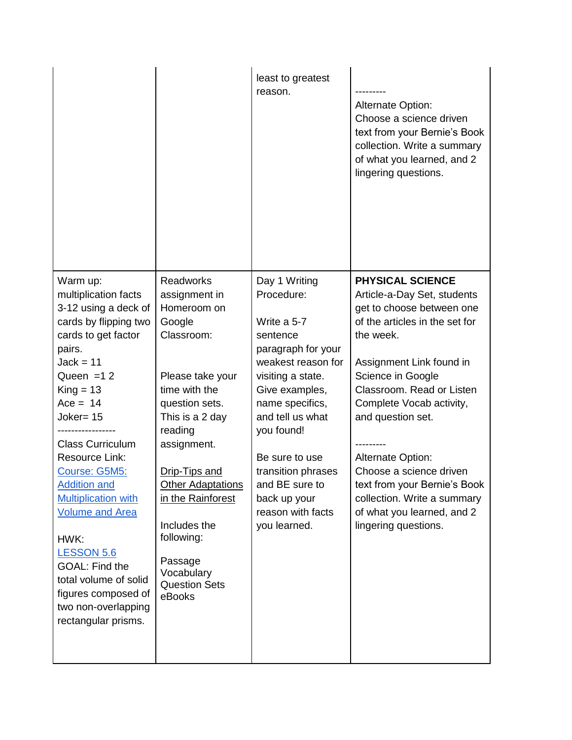| | | | |
|---|---|---|---|
| | | least to greatest reason. | ---------<br>Alternate Option:<br>Choose a science driven text from your Bernie's Book collection. Write a summary of what you learned, and 2 lingering questions. |
| Warm up: multiplication facts 3-12 using a deck of cards by flipping two cards to get factor pairs.<br>Jack = 11<br>Queen =1 2<br>King = 13<br>Ace = 14<br>Joker= 15<br>-----------------<br>Class Curriculum Resource Link: [Course: G5M5: Addition and Multiplication with Volume and Area]<br><br>HWK:<br>[LESSON 5.6]<br>GOAL: Find the total volume of solid figures composed of two non-overlapping rectangular prisms. | Readworks assignment in Homeroom on Google Classroom:<br><br>Please take your time with the question sets. This is a 2 day reading assignment.<br><br>Drip-Tips and Other Adaptations in the Rainforest<br><br>Includes the following:<br><br>Passage<br>Vocabulary<br>Question Sets<br>eBooks | Day 1 Writing Procedure:<br><br>Write a 5-7 sentence paragraph for your weakest reason for visiting a state. Give examples, name specifics, and tell us what you found!<br><br>Be sure to use transition phrases and BE sure to back up your reason with facts you learned. | **PHYSICAL SCIENCE**<br>Article-a-Day Set, students get to choose between one of the articles in the set for the week.<br><br>Assignment Link found in Science in Google Classroom. Read or Listen Complete Vocab activity, and question set.<br><br>---------<br>Alternate Option:<br>Choose a science driven text from your Bernie's Book collection. Write a summary of what you learned, and 2 lingering questions. |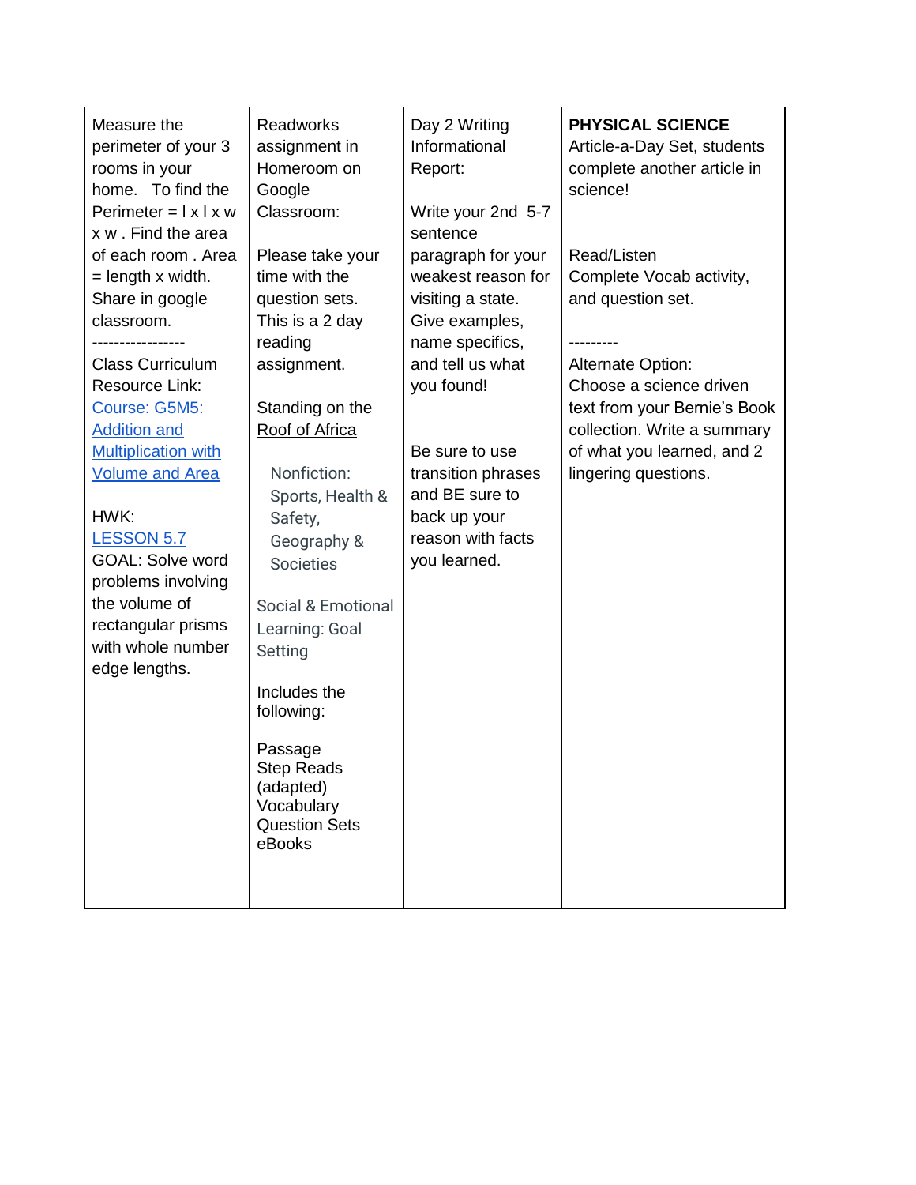| | | | |
|---|---|---|---|
| Measure the perimeter of your 3 rooms in your home. To find the Perimeter = l x l x w x w . Find the area of each room . Area = length x width. Share in google classroom.<br>-----------------<br>Class Curriculum Resource Link: [Course: G5M5: Addition and Multiplication with Volume and Area]<br><br>HWK:<br>[LESSON 5.7]<br>GOAL: Solve word problems involving the volume of rectangular prisms with whole number edge lengths. | Readworks assignment in Homeroom on Google Classroom:<br><br>Please take your time with the question sets. This is a 2 day reading assignment.<br><br>Standing on the Roof of Africa<br><br>Nonfiction: Sports, Health & Safety, Geography & Societies<br><br>Social & Emotional Learning: Goal Setting<br><br>Includes the following:<br><br>Passage<br>Step Reads (adapted)<br>Vocabulary<br>Question Sets<br>eBooks | Day 2 Writing Informational Report:<br><br>Write your 2nd 5-7 sentence paragraph for your weakest reason for visiting a state. Give examples, name specifics, and tell us what you found!<br><br>Be sure to use transition phrases and BE sure to back up your reason with facts you learned. | **PHYSICAL SCIENCE**<br>Article-a-Day Set, students complete another article in science!<br><br>Read/Listen<br>Complete Vocab activity, and question set.<br><br>---------<br>Alternate Option:<br>Choose a science driven text from your Bernie's Book collection. Write a summary of what you learned, and 2 lingering questions. |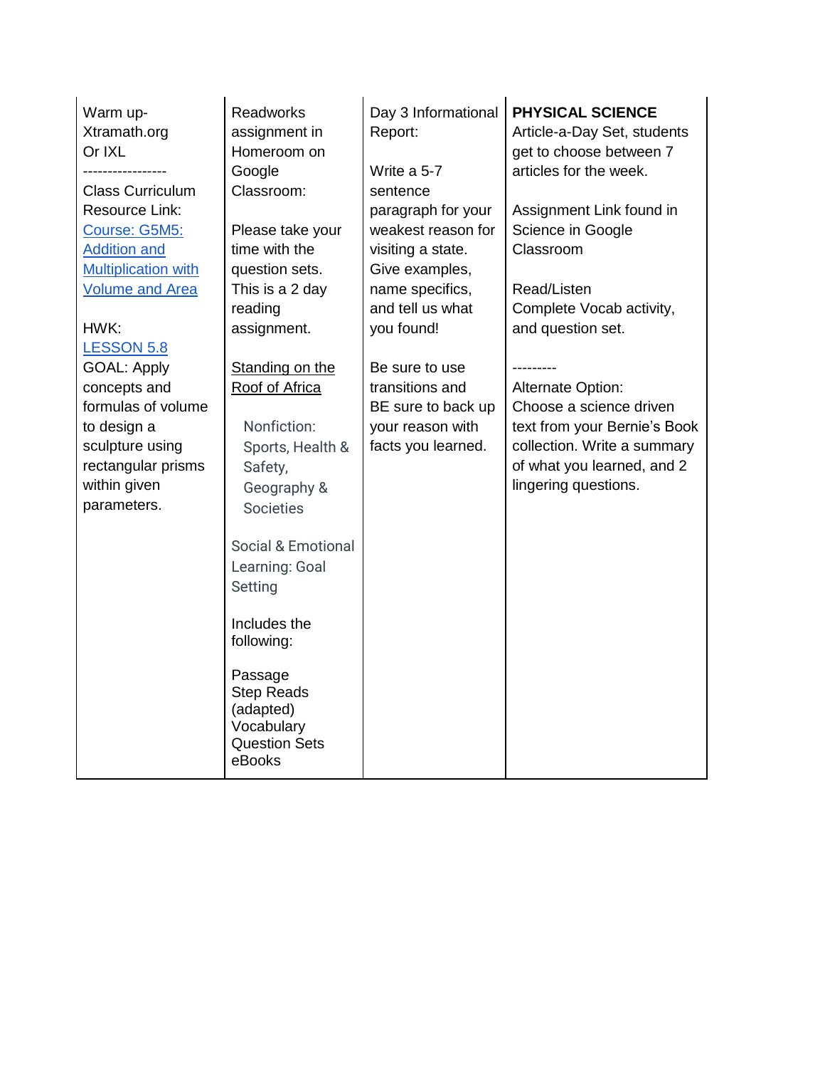| Warm up-<br>Xtramath.org<br>Or IXL<br>-----------------<br>Class Curriculum Resource Link:<br>Course: G5M5: Addition and Multiplication with Volume and Area<br><br>HWK:<br>LESSON 5.8<br>GOAL: Apply concepts and formulas of volume to design a sculpture using rectangular prisms within given parameters. | Readworks assignment in Homeroom on Google Classroom:<br><br>Please take your time with the question sets. This is a 2 day reading assignment.<br><br>Standing on the Roof of Africa<br><br>Nonfiction: Sports, Health & Safety, Geography & Societies<br><br>Social & Emotional Learning: Goal Setting<br><br>Includes the following:<br><br>Passage<br>Step Reads (adapted)<br>Vocabulary<br>Question Sets<br>eBooks | Day 3 Informational Report:<br><br>Write a 5-7 sentence paragraph for your weakest reason for visiting a state. Give examples, name specifics, and tell us what you found!<br><br>Be sure to use transitions and BE sure to back up your reason with facts you learned. | **PHYSICAL SCIENCE**<br>Article-a-Day Set, students get to choose between 7 articles for the week.<br><br>Assignment Link found in Science in Google Classroom<br><br>Read/Listen<br>Complete Vocab activity, and question set.<br><br>---------<br>Alternate Option:<br>Choose a science driven text from your Bernie's Book collection. Write a summary of what you learned, and 2 lingering questions. |
|---|---|---|---|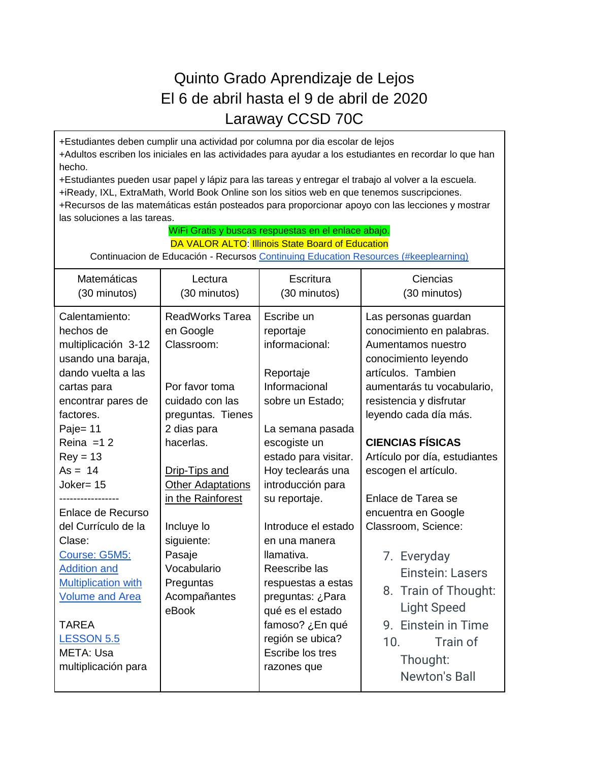# Quinto Grado Aprendizaje de Lejos
# El 6 de abril hasta el 9 de abril de 2020
# Laraway CCSD 70C

+Estudiantes deben cumplir una actividad por columna por dia escolar de lejos
+Adultos escriben los iniciales en las actividades para ayudar a los estudiantes en recordar lo que han hecho.
+Estudiantes pueden usar papel y lápiz para las tareas y entregar el trabajo al volver a la escuela.
+iReady, IXL, ExtraMath, World Book Online son los sitios web en que tenemos suscripciones.
+Recursos de las matemáticas están posteados para proporcionar apoyo con las lecciones y mostrar las soluciones a las tareas.

WiFi Gratis y buscas respuestas en el enlace abajo.
DA VALOR ALTO: Illinois State Board of Education
Continuacion de Educación - Recursos Continuing Education Resources (#keeplearning)

| Matemáticas (30 minutos) | Lectura (30 minutos) | Escritura (30 minutos) | Ciencias (30 minutos) |
|---|---|---|---|
| Calentamiento: hechos de multiplicación 3-12 usando una baraja, dando vuelta a las cartas para encontrar pares de factores.<br>Paje= 11<br>Reina =1 2<br>Rey = 13<br>As = 14<br>Joker= 15<br>-----------------<br>Enlace de Recurso del Currículo de la Clase:<br>Course: G5M5: Addition and Multiplication with Volume and Area<br><br>TAREA<br>LESSON 5.5<br>META: Usa multiplicación para | ReadWorks Tarea en Google Classroom:<br><br>Por favor toma cuidado con las preguntas. Tienes 2 dias para hacerlas.<br><br>Drip-Tips and Other Adaptations in the Rainforest<br><br>Incluye lo siguiente:<br>Pasaje<br>Vocabulario<br>Preguntas<br>Acompañantes<br>eBook | Escribe un reportaje informacional:<br><br>Reportaje Informacional sobre un Estado;<br><br>La semana pasada escogiste un estado para visitar. Hoy teclearás una introducción para su reportaje.<br><br>Introduce el estado en una manera llamativa.<br>Reescribe las respuestas a estas preguntas: ¿Para qué es el estado famoso? ¿En qué región se ubica? Escribe los tres razones que | Las personas guardan conocimiento en palabras. Aumentamos nuestro conocimiento leyendo artículos. Tambien aumentarás tu vocabulario, resistencia y disfrutar leyendo cada día más.<br><br>**CIENCIAS FÍSICAS**<br>Artículo por día, estudiantes escogen el artículo.<br><br>Enlace de Tarea se encuentra en Google Classroom, Science:<br><br>7. Everyday Einstein: Lasers<br>8. Train of Thought: Light Speed<br>9. Einstein in Time<br>10. Train of Thought: Newton's Ball |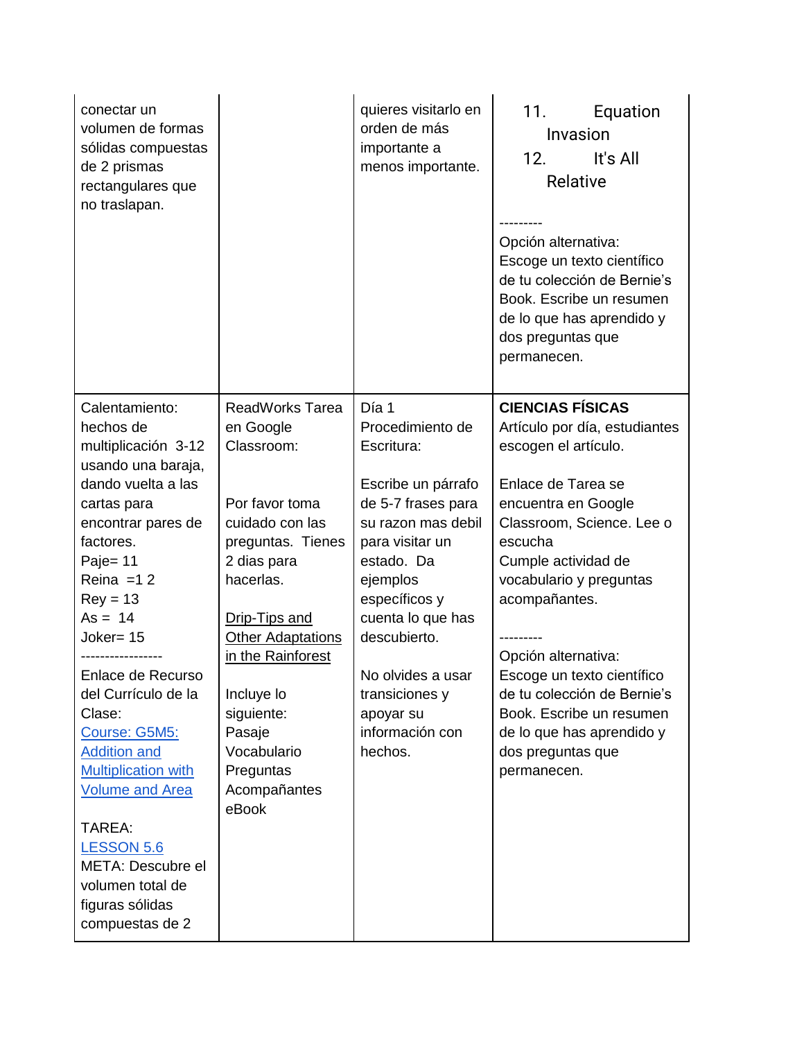| | | | |
|---|---|---|---|
| conectar un volumen de formas sólidas compuestas de 2 prismas rectangulares que no traslapan. | | quieres visitarlo en orden de más importante a menos importante. | 11. Equation Invasion<br>12. It's All Relative<br><br>---------<br>Opción alternativa: Escoge un texto científico de tu colección de Bernie's Book. Escribe un resumen de lo que has aprendido y dos preguntas que permanecen. |
| Calentamiento: hechos de multiplicación 3-12 usando una baraja, dando vuelta a las cartas para encontrar pares de factores.<br>Paje= 11<br>Reina =1 2<br>Rey = 13<br>As = 14<br>Joker= 15<br>-----------------<br>Enlace de Recurso del Currículo de la Clase:<br>Course: G5M5: Addition and Multiplication with Volume and Area<br><br>TAREA:<br>LESSON 5.6<br>META: Descubre el volumen total de figuras sólidas compuestas de 2 | ReadWorks Tarea en Google Classroom:<br><br>Por favor toma cuidado con las preguntas. Tienes 2 dias para hacerlas.<br><br>Drip-Tips and Other Adaptations in the Rainforest<br><br>Incluye lo siguiente:<br>Pasaje<br>Vocabulario<br>Preguntas Acompañantes<br>eBook | Día 1<br>Procedimiento de Escritura:<br><br>Escribe un párrafo de 5-7 frases para su razon mas debil para visitar un estado. Da ejemplos específicos y cuenta lo que has descubierto.<br><br>No olvides a usar transiciones y apoyar su información con hechos. | **CIENCIAS FÍSICAS**<br>Artículo por día, estudiantes escogen el artículo.<br><br>Enlace de Tarea se encuentra en Google Classroom, Science. Lee o escucha<br>Cumple actividad de vocabulario y preguntas acompañantes.<br><br>---------<br>Opción alternativa: Escoge un texto científico de tu colección de Bernie's Book. Escribe un resumen de lo que has aprendido y dos preguntas que permanecen. |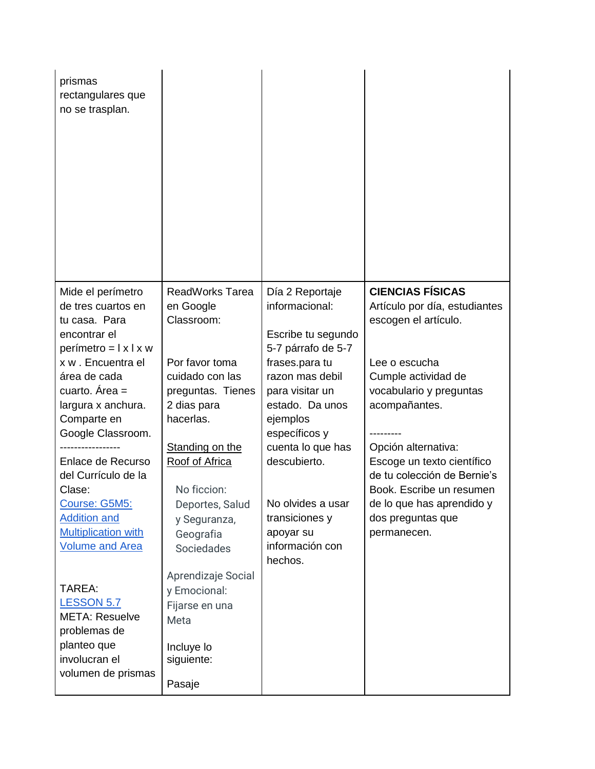| | | | |
|---|---|---|---|
| prismas rectangulares que no se trasplan. | | | |
| Mide el perímetro de tres cuartos en tu casa. Para encontrar el perímetro = l x l x w x w . Encuentra el área de cada cuarto. Área = largura x anchura. Comparte en Google Classroom.<br>-----------------<br>Enlace de Recurso del Currículo de la Clase:<br>Course: G5M5: Addition and Multiplication with Volume and Area<br><br>TAREA:<br>LESSON 5.7<br>META: Resuelve problemas de planteo que involucran el volumen de prismas | ReadWorks Tarea en Google Classroom:<br><br>Por favor toma cuidado con las preguntas. Tienes 2 dias para hacerlas.<br><br>Standing on the Roof of Africa<br><br>No ficcion: Deportes, Salud y Seguranza, Geografia Sociedades<br><br>Aprendizaje Social y Emocional: Fijarse en una Meta<br><br>Incluye lo siguiente:<br><br>Pasaje | Día 2 Reportaje informacional:<br><br>Escribe tu segundo 5-7 párrafo de 5-7 frases.para tu razon mas debil para visitar un estado. Da unos ejemplos específicos y cuenta lo que has descubierto.<br><br>No olvides a usar transiciones y apoyar su información con hechos. | **CIENCIAS FÍSICAS**<br>Artículo por día, estudiantes escogen el artículo.<br><br>Lee o escucha<br>Cumple actividad de vocabulario y preguntas acompañantes.<br><br>---------<br>Opción alternativa:<br>Escoge un texto científico de tu colección de Bernie's Book. Escribe un resumen de lo que has aprendido y dos preguntas que permanecen. |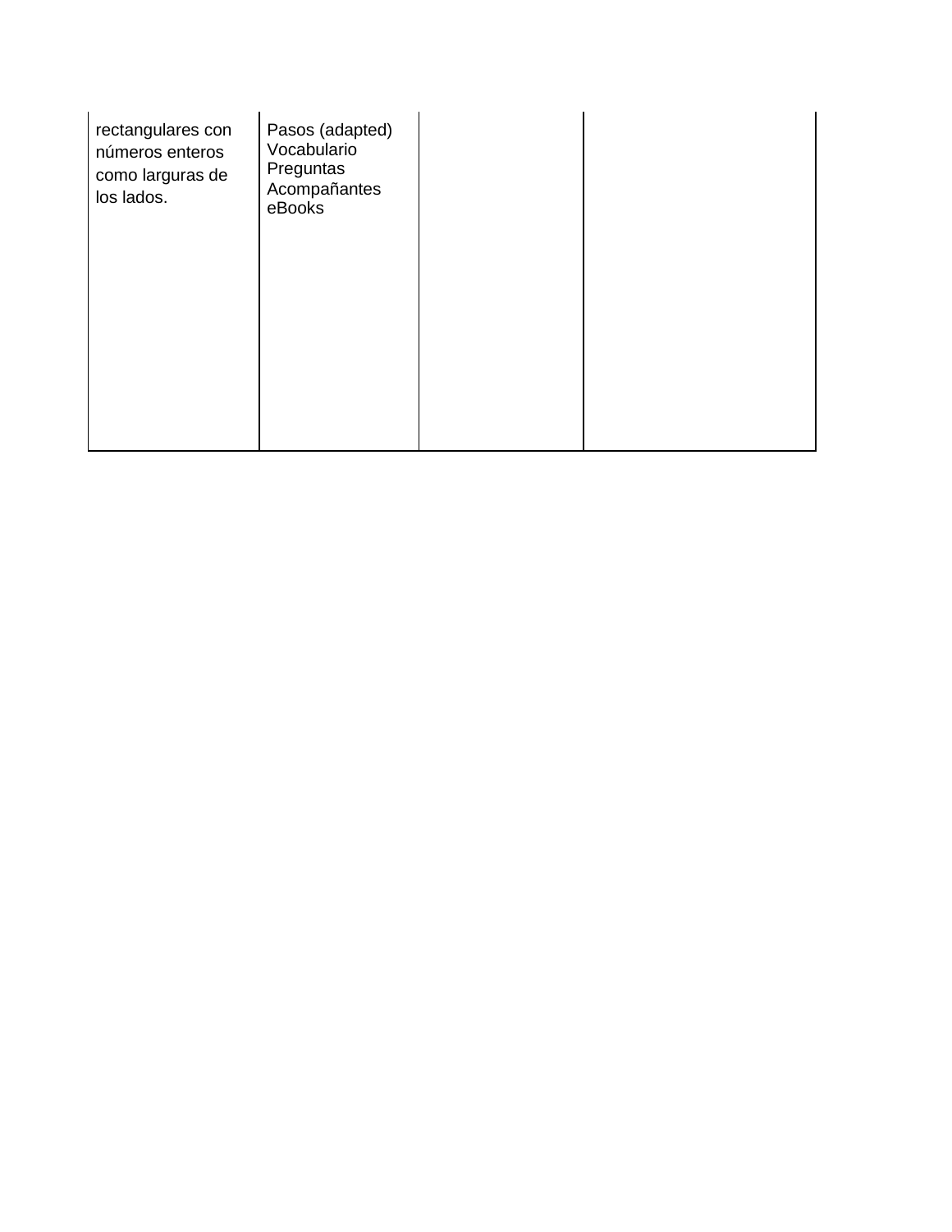| | | | |
|---|---|---|---|
| rectangulares con números enteros como larguras de los lados. | Pasos (adapted)<br>Vocabulario<br>Preguntas<br>Acompañantes<br>eBooks | | |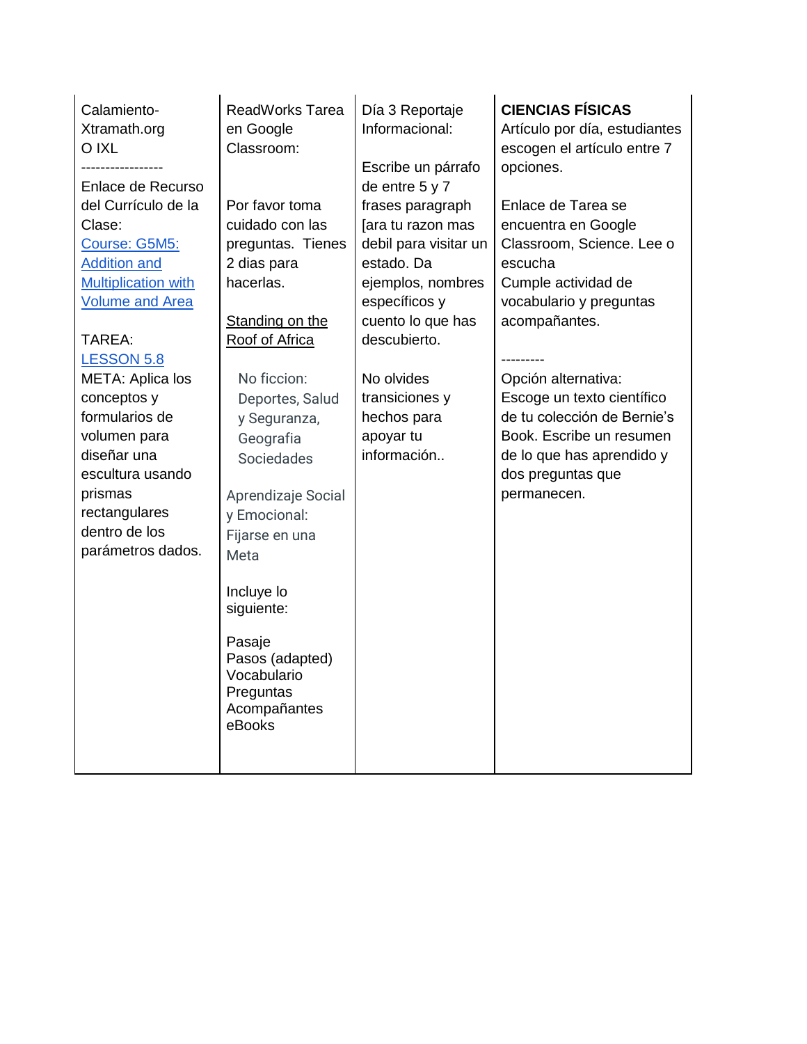| | | | |
|---|---|---|---|
| Calamiento-Xtramath.org<br>O IXL<br>-----------------<br>Enlace de Recurso del Currículo de la Clase:<br>Course: G5M5: Addition and Multiplication with Volume and Area<br><br>TAREA:<br>LESSON 5.8<br>META: Aplica los conceptos y formularios de volumen para diseñar una escultura usando prismas rectangulares dentro de los parámetros dados. | ReadWorks Tarea en Google Classroom:<br><br>Por favor toma cuidado con las preguntas. Tienes 2 dias para hacerlas.<br><br>Standing on the Roof of Africa<br><br>No ficcion: Deportes, Salud y Seguranza, Geografia Sociedades<br><br>Aprendizaje Social y Emocional: Fijarse en una Meta<br><br>Incluye lo siguiente:<br><br>Pasaje<br>Pasos (adapted)<br>Vocabulario<br>Preguntas Acompañantes<br>eBooks | Día 3 Reportaje Informacional:<br><br>Escribe un párrafo de entre 5 y 7 frases paragraph [ara tu razon mas debil para visitar un estado. Da ejemplos, nombres específicos y cuento lo que has descubierto.<br><br>No olvides transiciones y hechos para apoyar tu información.. | **CIENCIAS FÍSICAS**<br>Artículo por día, estudiantes escogen el artículo entre 7 opciones.<br><br>Enlace de Tarea se encuentra en Google Classroom, Science. Lee o escucha<br>Cumple actividad de vocabulario y preguntas acompañantes.<br><br>---------<br>Opción alternativa:<br>Escoge un texto científico de tu colección de Bernie's Book. Escribe un resumen de lo que has aprendido y dos preguntas que permanecen. |